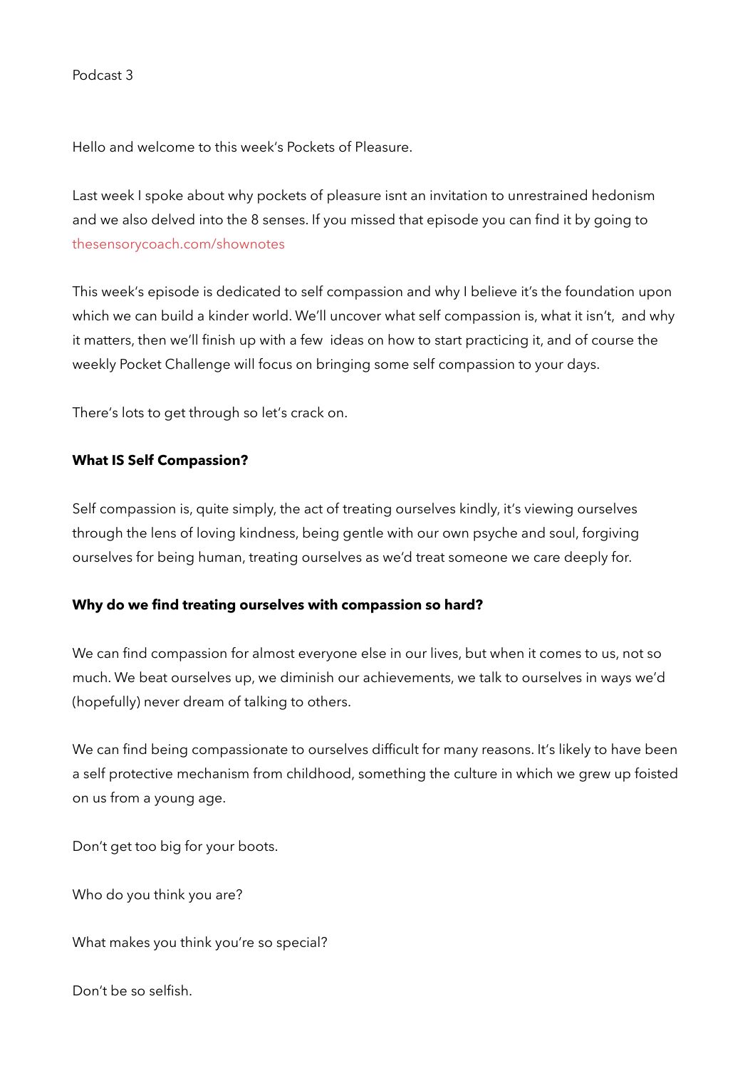Podcast 3

Hello and welcome to this week's Pockets of Pleasure.

Last week I spoke about why pockets of pleasure isnt an invitation to unrestrained hedonism and we also delved into the 8 senses. If you missed that episode you can find it by going to thesensorycoach.com/shownotes

This week's episode is dedicated to self compassion and why I believe it's the foundation upon which we can build a kinder world. We'll uncover what self compassion is, what it isn't, and why it matters, then we'll finish up with a few ideas on how to start practicing it, and of course the weekly Pocket Challenge will focus on bringing some self compassion to your days.

There's lots to get through so let's crack on.

**What IS Self Compassion?**

Self compassion is, quite simply, the act of treating ourselves kindly, it's viewing ourselves through the lens of loving kindness, being gentle with our own psyche and soul, forgiving ourselves for being human, treating ourselves as we'd treat someone we care deeply for.

**Why do we find treating ourselves with compassion so hard?**

We can find compassion for almost everyone else in our lives, but when it comes to us, not so much. We beat ourselves up, we diminish our achievements, we talk to ourselves in ways we'd (hopefully) never dream of talking to others.

We can find being compassionate to ourselves difficult for many reasons. It's likely to have been a self protective mechanism from childhood, something the culture in which we grew up foisted on us from a young age.

Don't get too big for your boots.

Who do you think you are?

What makes you think you're so special?

Don't be so selfish.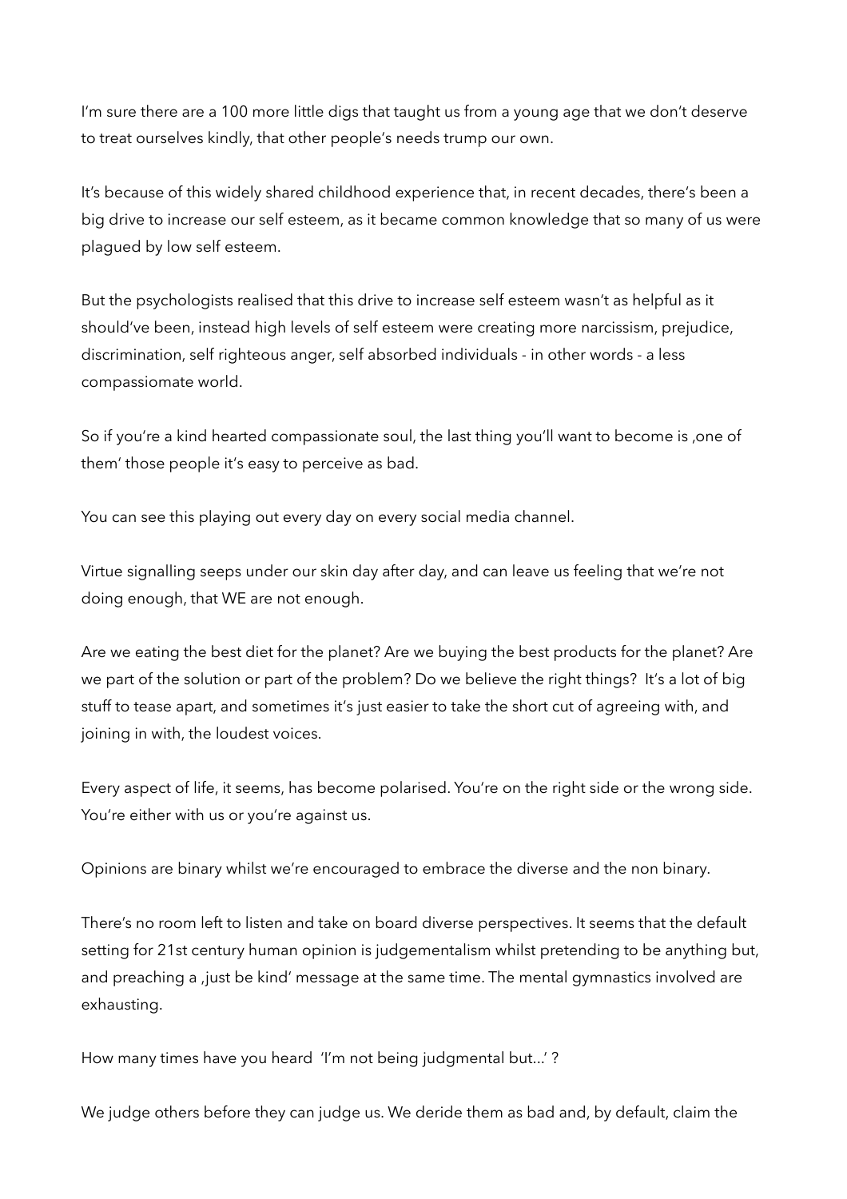I'm sure there are a 100 more little digs that taught us from a young age that we don't deserve to treat ourselves kindly, that other people's needs trump our own.

It's because of this widely shared childhood experience that, in recent decades, there's been a big drive to increase our self esteem, as it became common knowledge that so many of us were plagued by low self esteem.

But the psychologists realised that this drive to increase self esteem wasn't as helpful as it should've been, instead high levels of self esteem were creating more narcissism, prejudice, discrimination, self righteous anger, self absorbed individuals - in other words - a less compassiomate world.

So if you're a kind hearted compassionate soul, the last thing you'll want to become is ,one of them' those people it's easy to perceive as bad.

You can see this playing out every day on every social media channel.

Virtue signalling seeps under our skin day after day, and can leave us feeling that we're not doing enough, that WE are not enough.

Are we eating the best diet for the planet? Are we buying the best products for the planet? Are we part of the solution or part of the problem? Do we believe the right things? It's a lot of big stuff to tease apart, and sometimes it's just easier to take the short cut of agreeing with, and joining in with, the loudest voices.

Every aspect of life, it seems, has become polarised. You're on the right side or the wrong side. You're either with us or you're against us.

Opinions are binary whilst we're encouraged to embrace the diverse and the non binary.

There's no room left to listen and take on board diverse perspectives. It seems that the default setting for 21st century human opinion is judgementalism whilst pretending to be anything but, and preaching a ,just be kind' message at the same time. The mental gymnastics involved are exhausting.

How many times have you heard 'I'm not being judgmental but...' ?

We judge others before they can judge us. We deride them as bad and, by default, claim the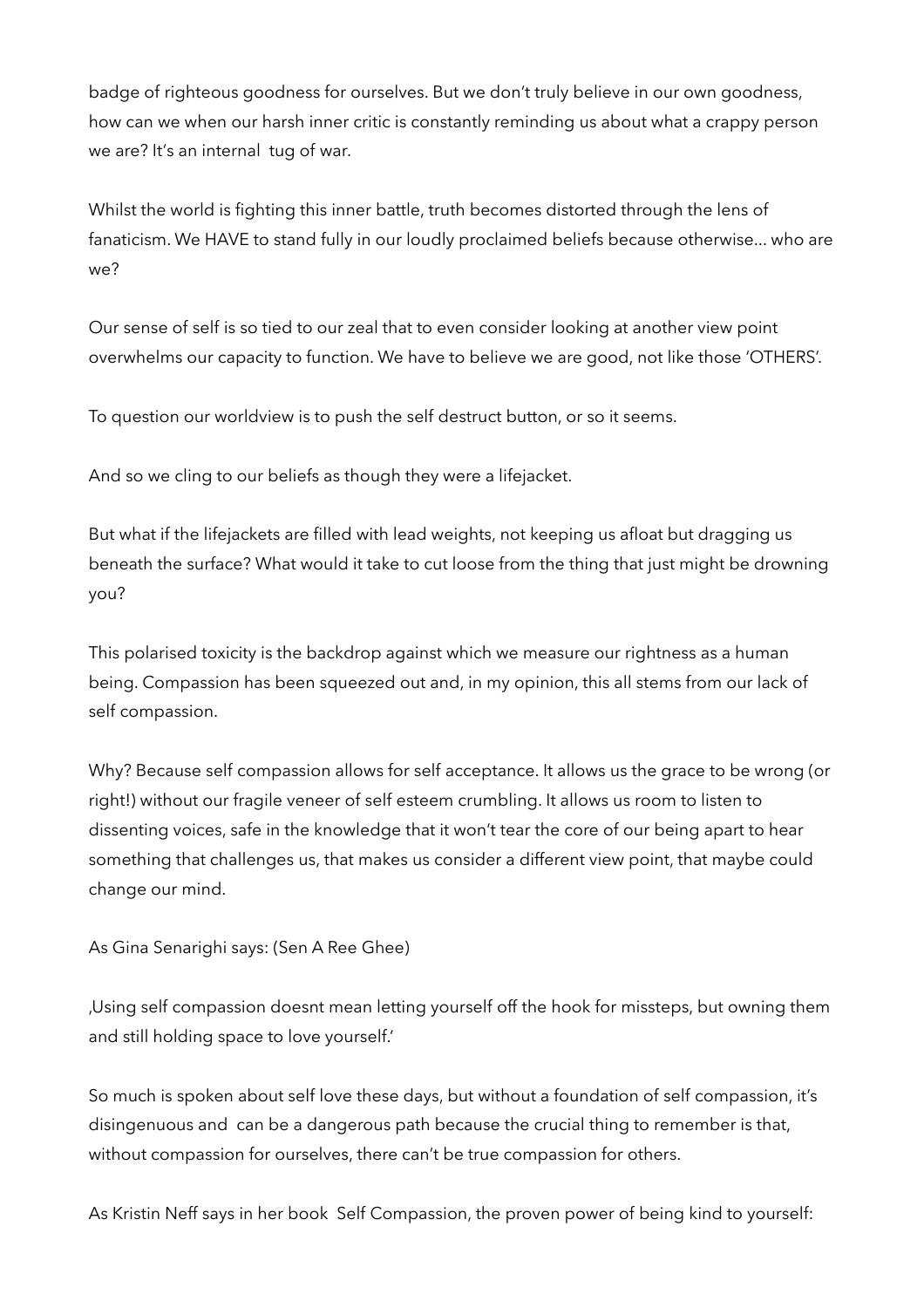badge of righteous goodness for ourselves. But we don't truly believe in our own goodness, how can we when our harsh inner critic is constantly reminding us about what a crappy person we are? It's an internal tug of war.

Whilst the world is fighting this inner battle, truth becomes distorted through the lens of fanaticism. We HAVE to stand fully in our loudly proclaimed beliefs because otherwise... who are we?

Our sense of self is so tied to our zeal that to even consider looking at another view point overwhelms our capacity to function. We have to believe we are good, not like those 'OTHERS'.

To question our worldview is to push the self destruct button, or so it seems.

And so we cling to our beliefs as though they were a lifejacket.

But what if the lifejackets are filled with lead weights, not keeping us afloat but dragging us beneath the surface? What would it take to cut loose from the thing that just might be drowning you?

This polarised toxicity is the backdrop against which we measure our rightness as a human being. Compassion has been squeezed out and, in my opinion, this all stems from our lack of self compassion.

Why? Because self compassion allows for self acceptance. It allows us the grace to be wrong (or right!) without our fragile veneer of self esteem crumbling. It allows us room to listen to dissenting voices, safe in the knowledge that it won't tear the core of our being apart to hear something that challenges us, that makes us consider a different view point, that maybe could change our mind.

As Gina Senarighi says: (Sen A Ree Ghee)

‚Using self compassion doesnt mean letting yourself off the hook for missteps, but owning them and still holding space to love yourself.'

So much is spoken about self love these days, but without a foundation of self compassion, it's disingenuous and can be a dangerous path because the crucial thing to remember is that, without compassion for ourselves, there can't be true compassion for others.

As Kristin Neff says in her book Self Compassion, the proven power of being kind to yourself: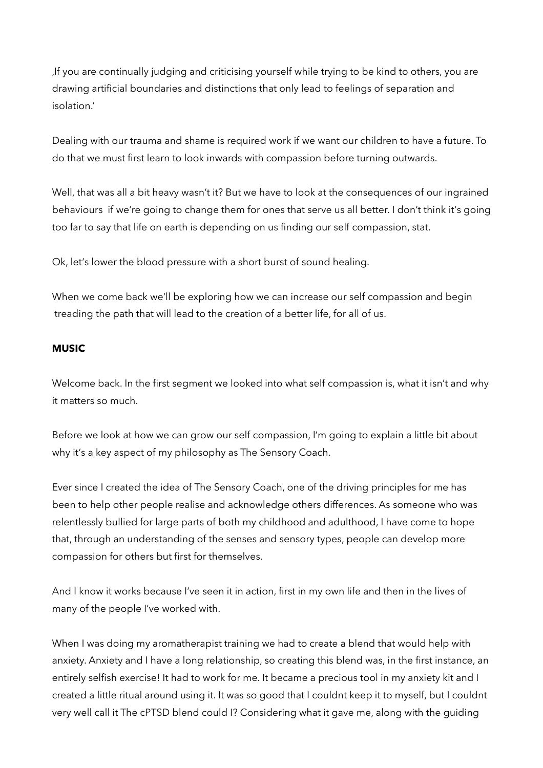‚If you are continually judging and criticising yourself while trying to be kind to others, you are drawing artificial boundaries and distinctions that only lead to feelings of separation and isolation.'

Dealing with our trauma and shame is required work if we want our children to have a future. To do that we must first learn to look inwards with compassion before turning outwards.

Well, that was all a bit heavy wasn't it? But we have to look at the consequences of our ingrained behaviours  if we're going to change them for ones that serve us all better. I don't think it's going too far to say that life on earth is depending on us finding our self compassion, stat.

Ok, let's lower the blood pressure with a short burst of sound healing.

When we come back we'll be exploring how we can increase our self compassion and begin  treading the path that will lead to the creation of a better life, for all of us.

**MUSIC**

Welcome back. In the first segment we looked into what self compassion is, what it isn't and why it matters so much.

Before we look at how we can grow our self compassion, I'm going to explain a little bit about why it's a key aspect of my philosophy as The Sensory Coach.

Ever since I created the idea of The Sensory Coach, one of the driving principles for me has been to help other people realise and acknowledge others differences. As someone who was relentlessly bullied for large parts of both my childhood and adulthood, I have come to hope that, through an understanding of the senses and sensory types, people can develop more compassion for others but first for themselves.

And I know it works because I've seen it in action, first in my own life and then in the lives of many of the people I've worked with.

When I was doing my aromatherapist training we had to create a blend that would help with anxiety. Anxiety and I have a long relationship, so creating this blend was, in the first instance, an entirely selfish exercise! It had to work for me. It became a precious tool in my anxiety kit and I created a little ritual around using it. It was so good that I couldnt keep it to myself, but I couldnt very well call it The cPTSD blend could I? Considering what it gave me, along with the guiding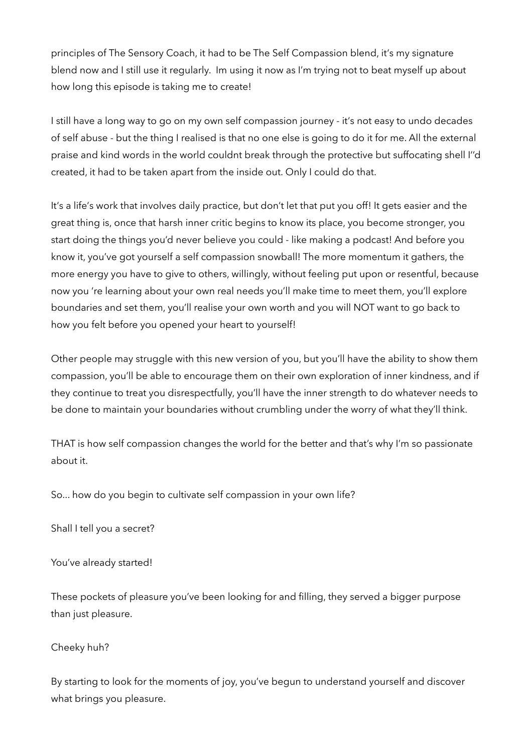principles of The Sensory Coach, it had to be The Self Compassion blend, it's my signature blend now and I still use it regularly.  Im using it now as I'm trying not to beat myself up about how long this episode is taking me to create!

I still have a long way to go on my own self compassion journey - it's not easy to undo decades of self abuse - but the thing I realised is that no one else is going to do it for me. All the external praise and kind words in the world couldnt break through the protective but suffocating shell I''d created, it had to be taken apart from the inside out. Only I could do that.

It's a life's work that involves daily practice, but don't let that put you off! It gets easier and the great thing is, once that harsh inner critic begins to know its place, you become stronger, you start doing the things you'd never believe you could - like making a podcast! And before you know it, you've got yourself a self compassion snowball! The more momentum it gathers, the more energy you have to give to others, willingly, without feeling put upon or resentful, because now you 're learning about your own real needs you'll make time to meet them, you'll explore boundaries and set them, you'll realise your own worth and you will NOT want to go back to how you felt before you opened your heart to yourself!

Other people may struggle with this new version of you, but you'll have the ability to show them compassion, you'll be able to encourage them on their own exploration of inner kindness, and if they continue to treat you disrespectfully, you'll have the inner strength to do whatever needs to be done to maintain your boundaries without crumbling under the worry of what they'll think.

THAT is how self compassion changes the world for the better and that's why I'm so passionate about it.

So... how do you begin to cultivate self compassion in your own life?

Shall I tell you a secret?

You've already started!

These pockets of pleasure you've been looking for and filling, they served a bigger purpose than just pleasure.

Cheeky huh?

By starting to look for the moments of joy, you've begun to understand yourself and discover what brings you pleasure.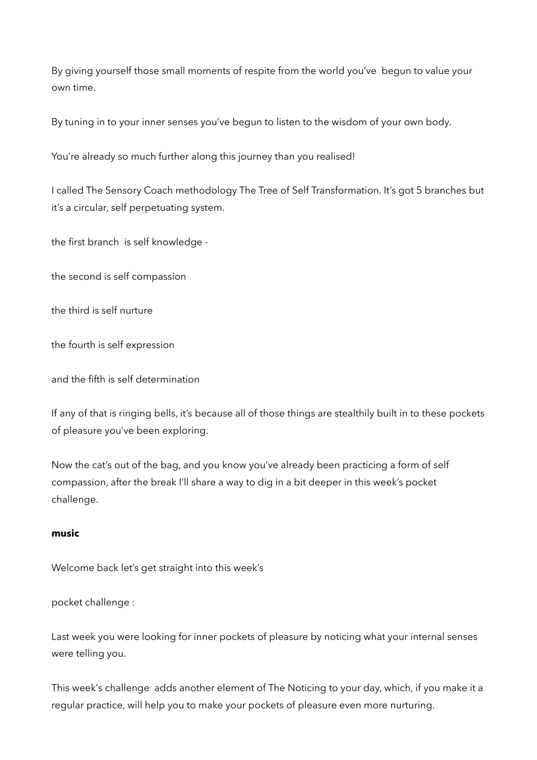By giving yourself those small moments of respite from the world you've  begun to value your own time.

By tuning in to your inner senses you've begun to listen to the wisdom of your own body.

You're already so much further along this journey than you realised!

I called The Sensory Coach methodology The Tree of Self Transformation. It's got 5 branches but it's a circular, self perpetuating system.

the first branch  is self knowledge -

the second is self compassion

the third is self nurture

the fourth is self expression

and the fifth is self determination

If any of that is ringing bells, it's because all of those things are stealthily built in to these pockets of pleasure you've been exploring.

Now the cat's out of the bag, and you know you've already been practicing a form of self compassion, after the break I'll share a way to dig in a bit deeper in this week's pocket challenge.

**music**

Welcome back let's get straight into this week's

pocket challenge :

Last week you were looking for inner pockets of pleasure by noticing what your internal senses were telling you.

This week's challenge  adds another element of The Noticing to your day, which, if you make it a regular practice, will help you to make your pockets of pleasure even more nurturing.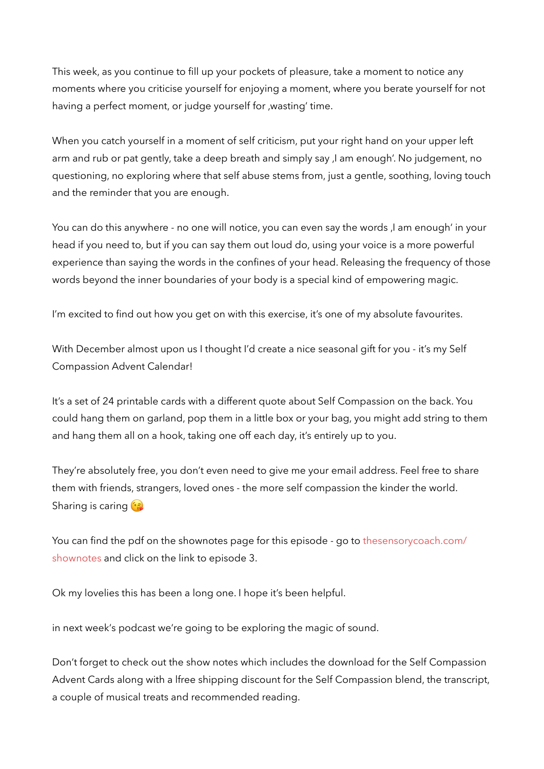This week, as you continue to fill up your pockets of pleasure, take a moment to notice any moments where you criticise yourself for enjoying a moment, where you berate yourself for not having a perfect moment, or judge yourself for ‚wasting' time.

When you catch yourself in a moment of self criticism, put your right hand on your upper left arm and rub or pat gently, take a deep breath and simply say ‚I am enough'. No judgement, no questioning, no exploring where that self abuse stems from, just a gentle, soothing, loving touch and the reminder that you are enough.

You can do this anywhere - no one will notice, you can even say the words ‚I am enough' in your head if you need to, but if you can say them out loud do, using your voice is a more powerful experience than saying the words in the confines of your head. Releasing the frequency of those words beyond the inner boundaries of your body is a special kind of empowering magic.

I'm excited to find out how you get on with this exercise, it's one of my absolute favourites.

With December almost upon us I thought I'd create a nice seasonal gift for you - it's my Self Compassion Advent Calendar!

It's a set of 24 printable cards with a different quote about Self Compassion on the back. You could hang them on garland, pop them in a little box or your bag, you might add string to them and hang them all on a hook, taking one off each day, it's entirely up to you.

They're absolutely free, you don't even need to give me your email address. Feel free to share them with friends, strangers, loved ones - the more self compassion the kinder the world. Sharing is caring 😘

You can find the pdf on the shownotes page for this episode - go to thesensorycoach.com/shownotes and click on the link to episode 3.

Ok my lovelies this has been a long one. I hope it's been helpful.

in next week's podcast we're going to be exploring the magic of sound.

Don't forget to check out the show notes which includes the download for the Self Compassion Advent Cards along with a lfree shipping discount for the Self Compassion blend, the transcript, a couple of musical treats and recommended reading.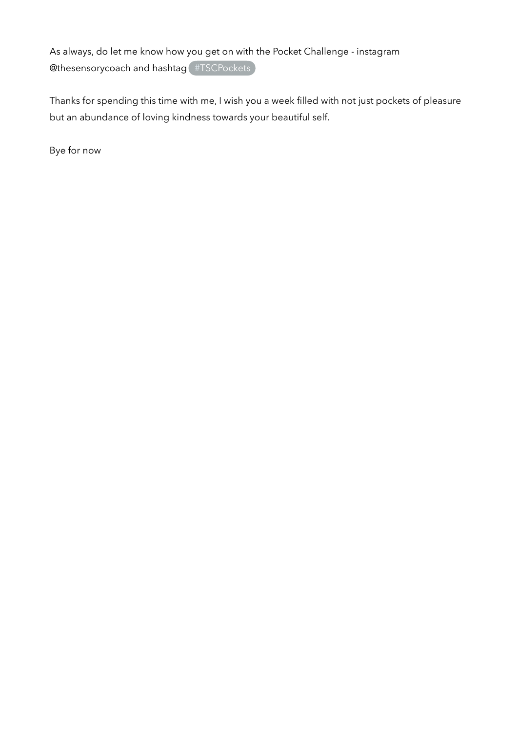As always, do let me know how you get on with the Pocket Challenge - instagram @thesensorycoach and hashtag #TSCPockets

Thanks for spending this time with me, I wish you a week filled with not just pockets of pleasure but an abundance of loving kindness towards your beautiful self.

Bye for now